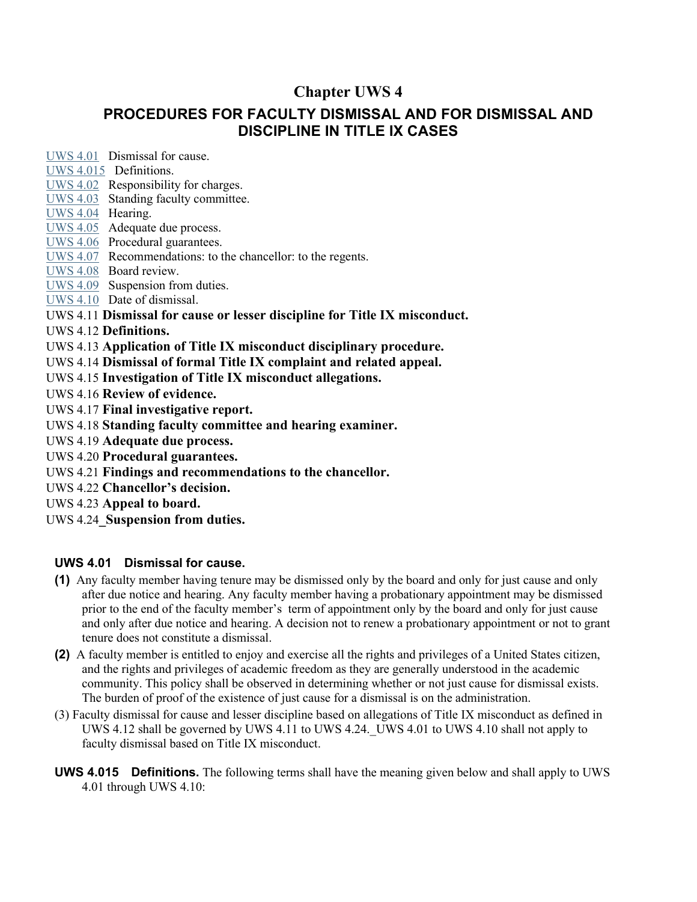# Chapter UWS 4

## PROCEDURES FOR FACULTY DISMISSAL AND FOR DISMISSAL AND DISCIPLINE IN TITLE IX CASES

UWS 4.01 Dismissal for cause.
UWS 4.015 Definitions.
UWS 4.02 Responsibility for charges.
UWS 4.03 Standing faculty committee.
UWS 4.04 Hearing.
UWS 4.05 Adequate due process.
UWS 4.06 Procedural guarantees.
UWS 4.07 Recommendations: to the chancellor: to the regents.
UWS 4.08 Board review.
UWS 4.09 Suspension from duties.
UWS 4.10 Date of dismissal.
UWS 4.11 **Dismissal for cause or lesser discipline for Title IX misconduct.**
UWS 4.12 **Definitions.**
UWS 4.13 **Application of Title IX misconduct disciplinary procedure.**
UWS 4.14 **Dismissal of formal Title IX complaint and related appeal.**
UWS 4.15 **Investigation of Title IX misconduct allegations.**
UWS 4.16 **Review of evidence.**
UWS 4.17 **Final investigative report.**
UWS 4.18 **Standing faculty committee and hearing examiner.**
UWS 4.19 **Adequate due process.**
UWS 4.20 **Procedural guarantees.**
UWS 4.21 **Findings and recommendations to the chancellor.**
UWS 4.22 **Chancellor's decision.**
UWS 4.23 **Appeal to board.**
UWS 4.24_**Suspension from duties.**

**UWS 4.01 Dismissal for cause.**

**(1)** Any faculty member having tenure may be dismissed only by the board and only for just cause and only after due notice and hearing. Any faculty member having a probationary appointment may be dismissed prior to the end of the faculty member's term of appointment only by the board and only for just cause and only after due notice and hearing. A decision not to renew a probationary appointment or not to grant tenure does not constitute a dismissal.

**(2)** A faculty member is entitled to enjoy and exercise all the rights and privileges of a United States citizen, and the rights and privileges of academic freedom as they are generally understood in the academic community. This policy shall be observed in determining whether or not just cause for dismissal exists. The burden of proof of the existence of just cause for a dismissal is on the administration.

(3) Faculty dismissal for cause and lesser discipline based on allegations of Title IX misconduct as defined in UWS 4.12 shall be governed by UWS 4.11 to UWS 4.24._UWS 4.01 to UWS 4.10 shall not apply to faculty dismissal based on Title IX misconduct.

**UWS 4.015 Definitions.** The following terms shall have the meaning given below and shall apply to UWS 4.01 through UWS 4.10: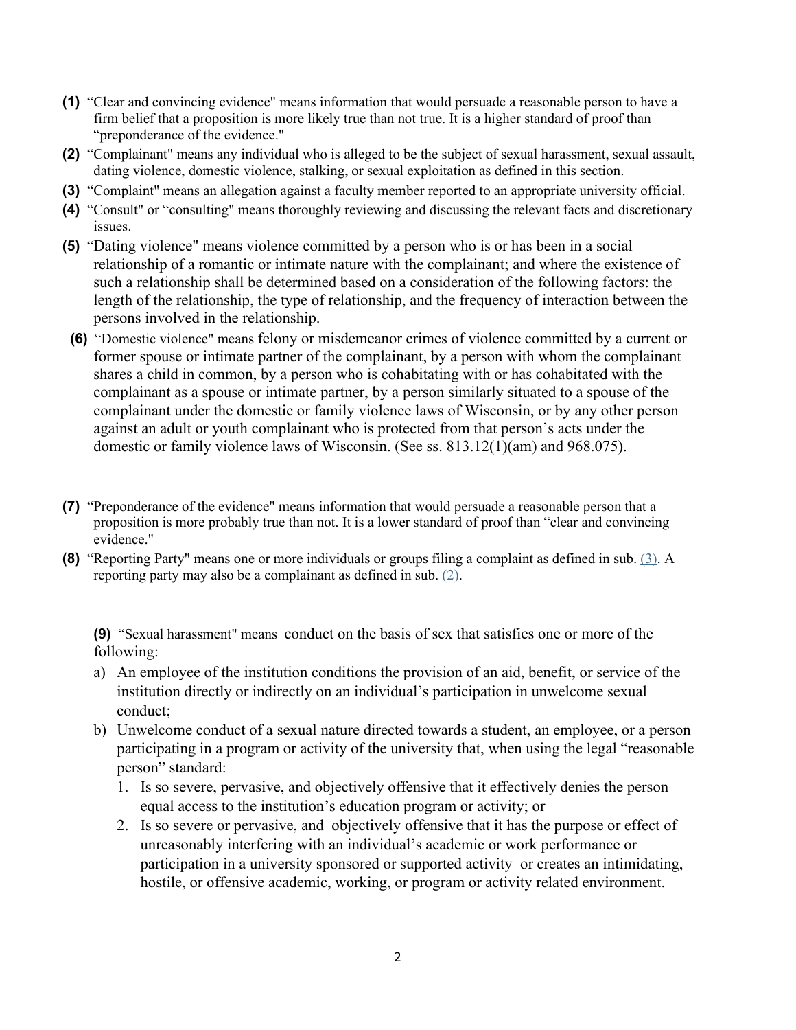**(1)** "Clear and convincing evidence" means information that would persuade a reasonable person to have a firm belief that a proposition is more likely true than not true. It is a higher standard of proof than "preponderance of the evidence."

**(2)** "Complainant" means any individual who is alleged to be the subject of sexual harassment, sexual assault, dating violence, domestic violence, stalking, or sexual exploitation as defined in this section.

**(3)** "Complaint" means an allegation against a faculty member reported to an appropriate university official.

**(4)** "Consult" or "consulting" means thoroughly reviewing and discussing the relevant facts and discretionary issues.

**(5)** "Dating violence" means violence committed by a person who is or has been in a social relationship of a romantic or intimate nature with the complainant; and where the existence of such a relationship shall be determined based on a consideration of the following factors: the length of the relationship, the type of relationship, and the frequency of interaction between the persons involved in the relationship.

**(6)** "Domestic violence" means felony or misdemeanor crimes of violence committed by a current or former spouse or intimate partner of the complainant, by a person with whom the complainant shares a child in common, by a person who is cohabitating with or has cohabitated with the complainant as a spouse or intimate partner, by a person similarly situated to a spouse of the complainant under the domestic or family violence laws of Wisconsin, or by any other person against an adult or youth complainant who is protected from that person's acts under the domestic or family violence laws of Wisconsin. (See ss. 813.12(1)(am) and 968.075).

**(7)** "Preponderance of the evidence" means information that would persuade a reasonable person that a proposition is more probably true than not. It is a lower standard of proof than "clear and convincing evidence."

**(8)** "Reporting Party" means one or more individuals or groups filing a complaint as defined in sub. (3). A reporting party may also be a complainant as defined in sub. (2).

**(9)** "Sexual harassment" means conduct on the basis of sex that satisfies one or more of the following:

a) An employee of the institution conditions the provision of an aid, benefit, or service of the institution directly or indirectly on an individual's participation in unwelcome sexual conduct;

b) Unwelcome conduct of a sexual nature directed towards a student, an employee, or a person participating in a program or activity of the university that, when using the legal "reasonable person" standard:

   1. Is so severe, pervasive, and objectively offensive that it effectively denies the person equal access to the institution's education program or activity; or
   2. Is so severe or pervasive, and objectively offensive that it has the purpose or effect of unreasonably interfering with an individual's academic or work performance or participation in a university sponsored or supported activity or creates an intimidating, hostile, or offensive academic, working, or program or activity related environment.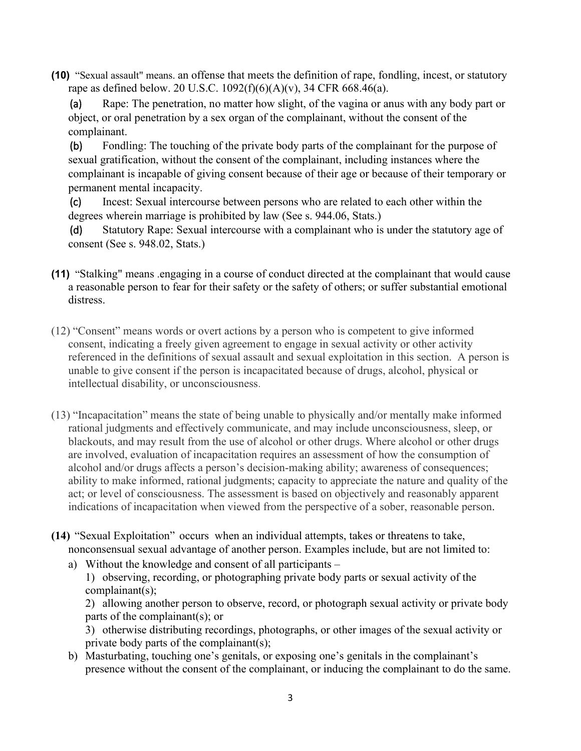**(10)** "Sexual assault" means. an offense that meets the definition of rape, fondling, incest, or statutory rape as defined below. 20 U.S.C. 1092(f)(6)(A)(v), 34 CFR 668.46(a).

**(a)** Rape: The penetration, no matter how slight, of the vagina or anus with any body part or object, or oral penetration by a sex organ of the complainant, without the consent of the complainant.

**(b)** Fondling: The touching of the private body parts of the complainant for the purpose of sexual gratification, without the consent of the complainant, including instances where the complainant is incapable of giving consent because of their age or because of their temporary or permanent mental incapacity.

**(c)** Incest: Sexual intercourse between persons who are related to each other within the degrees wherein marriage is prohibited by law (See s. 944.06, Stats.)

**(d)** Statutory Rape: Sexual intercourse with a complainant who is under the statutory age of consent (See s. 948.02, Stats.)

**(11)** "Stalking" means .engaging in a course of conduct directed at the complainant that would cause a reasonable person to fear for their safety or the safety of others; or suffer substantial emotional distress.

(12) "Consent" means words or overt actions by a person who is competent to give informed consent, indicating a freely given agreement to engage in sexual activity or other activity referenced in the definitions of sexual assault and sexual exploitation in this section. A person is unable to give consent if the person is incapacitated because of drugs, alcohol, physical or intellectual disability, or unconsciousness.

(13) "Incapacitation" means the state of being unable to physically and/or mentally make informed rational judgments and effectively communicate, and may include unconsciousness, sleep, or blackouts, and may result from the use of alcohol or other drugs. Where alcohol or other drugs are involved, evaluation of incapacitation requires an assessment of how the consumption of alcohol and/or drugs affects a person's decision-making ability; awareness of consequences; ability to make informed, rational judgments; capacity to appreciate the nature and quality of the act; or level of consciousness. The assessment is based on objectively and reasonably apparent indications of incapacitation when viewed from the perspective of a sober, reasonable person.

**(14)** "Sexual Exploitation" occurs when an individual attempts, takes or threatens to take, nonconsensual sexual advantage of another person. Examples include, but are not limited to:

a) Without the knowledge and consent of all participants –

   1) observing, recording, or photographing private body parts or sexual activity of the complainant(s);

   2) allowing another person to observe, record, or photograph sexual activity or private body parts of the complainant(s); or

   3) otherwise distributing recordings, photographs, or other images of the sexual activity or private body parts of the complainant(s);

b) Masturbating, touching one's genitals, or exposing one's genitals in the complainant's presence without the consent of the complainant, or inducing the complainant to do the same.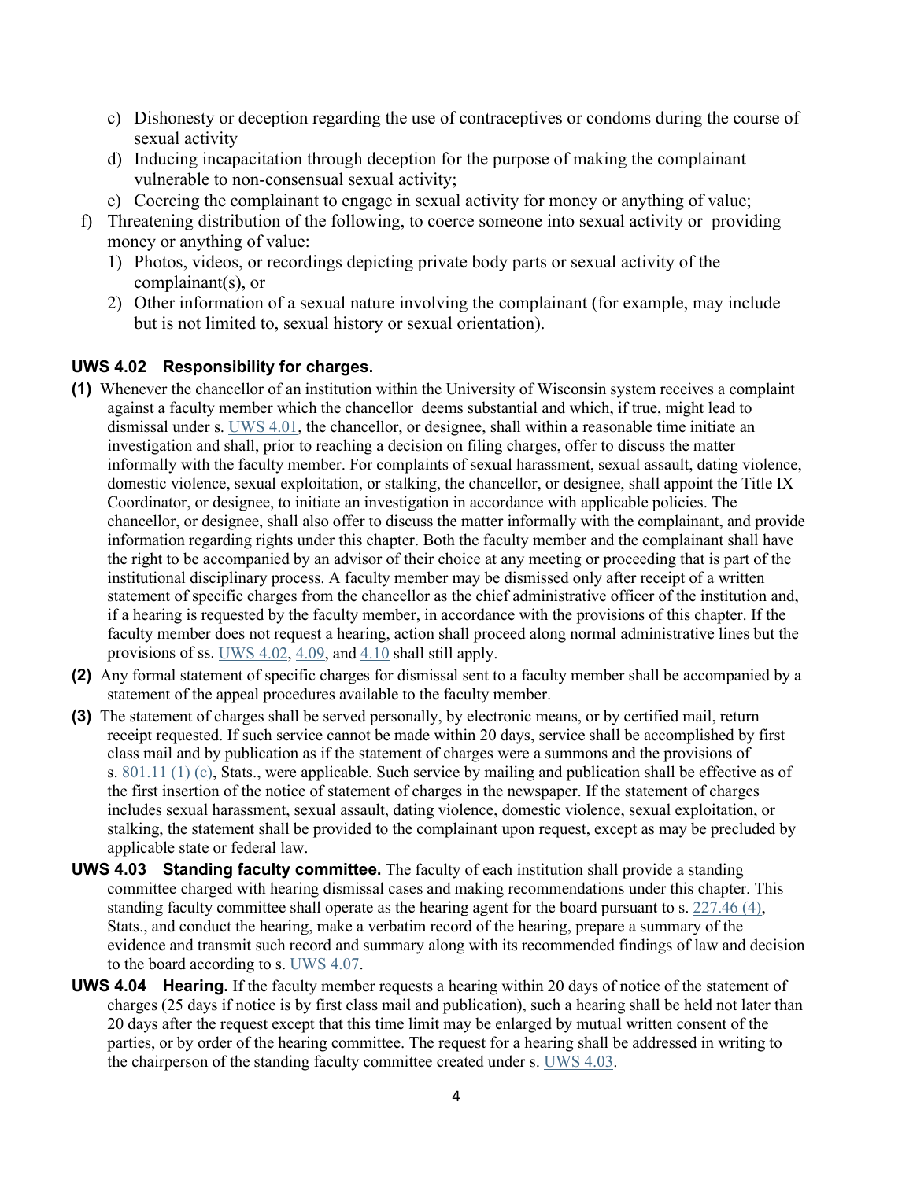c) Dishonesty or deception regarding the use of contraceptives or condoms during the course of sexual activity
d) Inducing incapacitation through deception for the purpose of making the complainant vulnerable to non-consensual sexual activity;
e) Coercing the complainant to engage in sexual activity for money or anything of value;

f) Threatening distribution of the following, to coerce someone into sexual activity or providing money or anything of value:
1) Photos, videos, or recordings depicting private body parts or sexual activity of the complainant(s), or
2) Other information of a sexual nature involving the complainant (for example, may include but is not limited to, sexual history or sexual orientation).

### UWS 4.02 Responsibility for charges.

**(1)** Whenever the chancellor of an institution within the University of Wisconsin system receives a complaint against a faculty member which the chancellor deems substantial and which, if true, might lead to dismissal under s. UWS 4.01, the chancellor, or designee, shall within a reasonable time initiate an investigation and shall, prior to reaching a decision on filing charges, offer to discuss the matter informally with the faculty member. For complaints of sexual harassment, sexual assault, dating violence, domestic violence, sexual exploitation, or stalking, the chancellor, or designee, shall appoint the Title IX Coordinator, or designee, to initiate an investigation in accordance with applicable policies. The chancellor, or designee, shall also offer to discuss the matter informally with the complainant, and provide information regarding rights under this chapter. Both the faculty member and the complainant shall have the right to be accompanied by an advisor of their choice at any meeting or proceeding that is part of the institutional disciplinary process. A faculty member may be dismissed only after receipt of a written statement of specific charges from the chancellor as the chief administrative officer of the institution and, if a hearing is requested by the faculty member, in accordance with the provisions of this chapter. If the faculty member does not request a hearing, action shall proceed along normal administrative lines but the provisions of ss. UWS 4.02, 4.09, and 4.10 shall still apply.

**(2)** Any formal statement of specific charges for dismissal sent to a faculty member shall be accompanied by a statement of the appeal procedures available to the faculty member.

**(3)** The statement of charges shall be served personally, by electronic means, or by certified mail, return receipt requested. If such service cannot be made within 20 days, service shall be accomplished by first class mail and by publication as if the statement of charges were a summons and the provisions of s. 801.11 (1) (c), Stats., were applicable. Such service by mailing and publication shall be effective as of the first insertion of the notice of statement of charges in the newspaper. If the statement of charges includes sexual harassment, sexual assault, dating violence, domestic violence, sexual exploitation, or stalking, the statement shall be provided to the complainant upon request, except as may be precluded by applicable state or federal law.

**UWS 4.03 Standing faculty committee.** The faculty of each institution shall provide a standing committee charged with hearing dismissal cases and making recommendations under this chapter. This standing faculty committee shall operate as the hearing agent for the board pursuant to s. 227.46 (4), Stats., and conduct the hearing, make a verbatim record of the hearing, prepare a summary of the evidence and transmit such record and summary along with its recommended findings of law and decision to the board according to s. UWS 4.07.

**UWS 4.04 Hearing.** If the faculty member requests a hearing within 20 days of notice of the statement of charges (25 days if notice is by first class mail and publication), such a hearing shall be held not later than 20 days after the request except that this time limit may be enlarged by mutual written consent of the parties, or by order of the hearing committee. The request for a hearing shall be addressed in writing to the chairperson of the standing faculty committee created under s. UWS 4.03.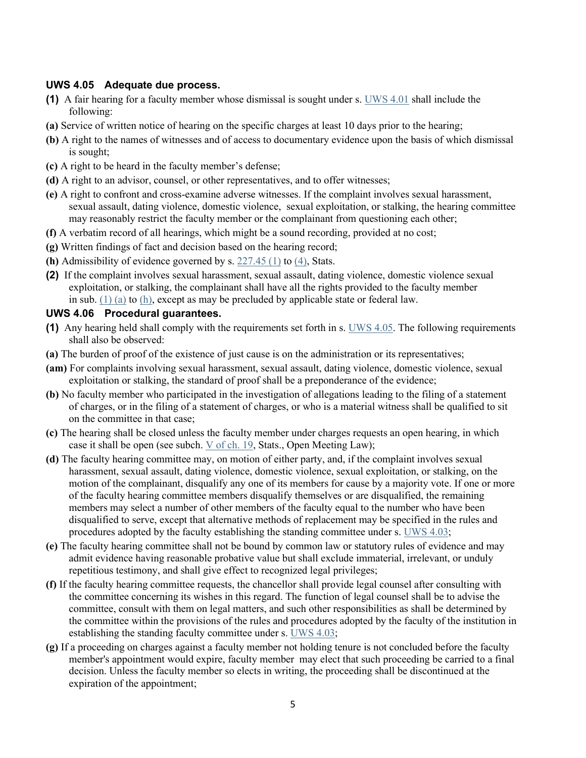### UWS 4.05 Adequate due process.

**(1)** A fair hearing for a faculty member whose dismissal is sought under s. UWS 4.01 shall include the following:

**(a)** Service of written notice of hearing on the specific charges at least 10 days prior to the hearing;

**(b)** A right to the names of witnesses and of access to documentary evidence upon the basis of which dismissal is sought;

**(c)** A right to be heard in the faculty member's defense;

**(d)** A right to an advisor, counsel, or other representatives, and to offer witnesses;

**(e)** A right to confront and cross-examine adverse witnesses. If the complaint involves sexual harassment, sexual assault, dating violence, domestic violence, sexual exploitation, or stalking, the hearing committee may reasonably restrict the faculty member or the complainant from questioning each other;

**(f)** A verbatim record of all hearings, which might be a sound recording, provided at no cost;

**(g)** Written findings of fact and decision based on the hearing record;

**(h)** Admissibility of evidence governed by s. 227.45 (1) to (4), Stats.

**(2)** If the complaint involves sexual harassment, sexual assault, dating violence, domestic violence sexual exploitation, or stalking, the complainant shall have all the rights provided to the faculty member in sub. (1) (a) to (h), except as may be precluded by applicable state or federal law.

### UWS 4.06 Procedural guarantees.

**(1)** Any hearing held shall comply with the requirements set forth in s. UWS 4.05. The following requirements shall also be observed:

**(a)** The burden of proof of the existence of just cause is on the administration or its representatives;

**(am)** For complaints involving sexual harassment, sexual assault, dating violence, domestic violence, sexual exploitation or stalking, the standard of proof shall be a preponderance of the evidence;

**(b)** No faculty member who participated in the investigation of allegations leading to the filing of a statement of charges, or in the filing of a statement of charges, or who is a material witness shall be qualified to sit on the committee in that case;

**(c)** The hearing shall be closed unless the faculty member under charges requests an open hearing, in which case it shall be open (see subch. V of ch. 19, Stats., Open Meeting Law);

**(d)** The faculty hearing committee may, on motion of either party, and, if the complaint involves sexual harassment, sexual assault, dating violence, domestic violence, sexual exploitation, or stalking, on the motion of the complainant, disqualify any one of its members for cause by a majority vote. If one or more of the faculty hearing committee members disqualify themselves or are disqualified, the remaining members may select a number of other members of the faculty equal to the number who have been disqualified to serve, except that alternative methods of replacement may be specified in the rules and procedures adopted by the faculty establishing the standing committee under s. UWS 4.03;

**(e)** The faculty hearing committee shall not be bound by common law or statutory rules of evidence and may admit evidence having reasonable probative value but shall exclude immaterial, irrelevant, or unduly repetitious testimony, and shall give effect to recognized legal privileges;

**(f)** If the faculty hearing committee requests, the chancellor shall provide legal counsel after consulting with the committee concerning its wishes in this regard. The function of legal counsel shall be to advise the committee, consult with them on legal matters, and such other responsibilities as shall be determined by the committee within the provisions of the rules and procedures adopted by the faculty of the institution in establishing the standing faculty committee under s. UWS 4.03;

**(g)** If a proceeding on charges against a faculty member not holding tenure is not concluded before the faculty member's appointment would expire, faculty member may elect that such proceeding be carried to a final decision. Unless the faculty member so elects in writing, the proceeding shall be discontinued at the expiration of the appointment;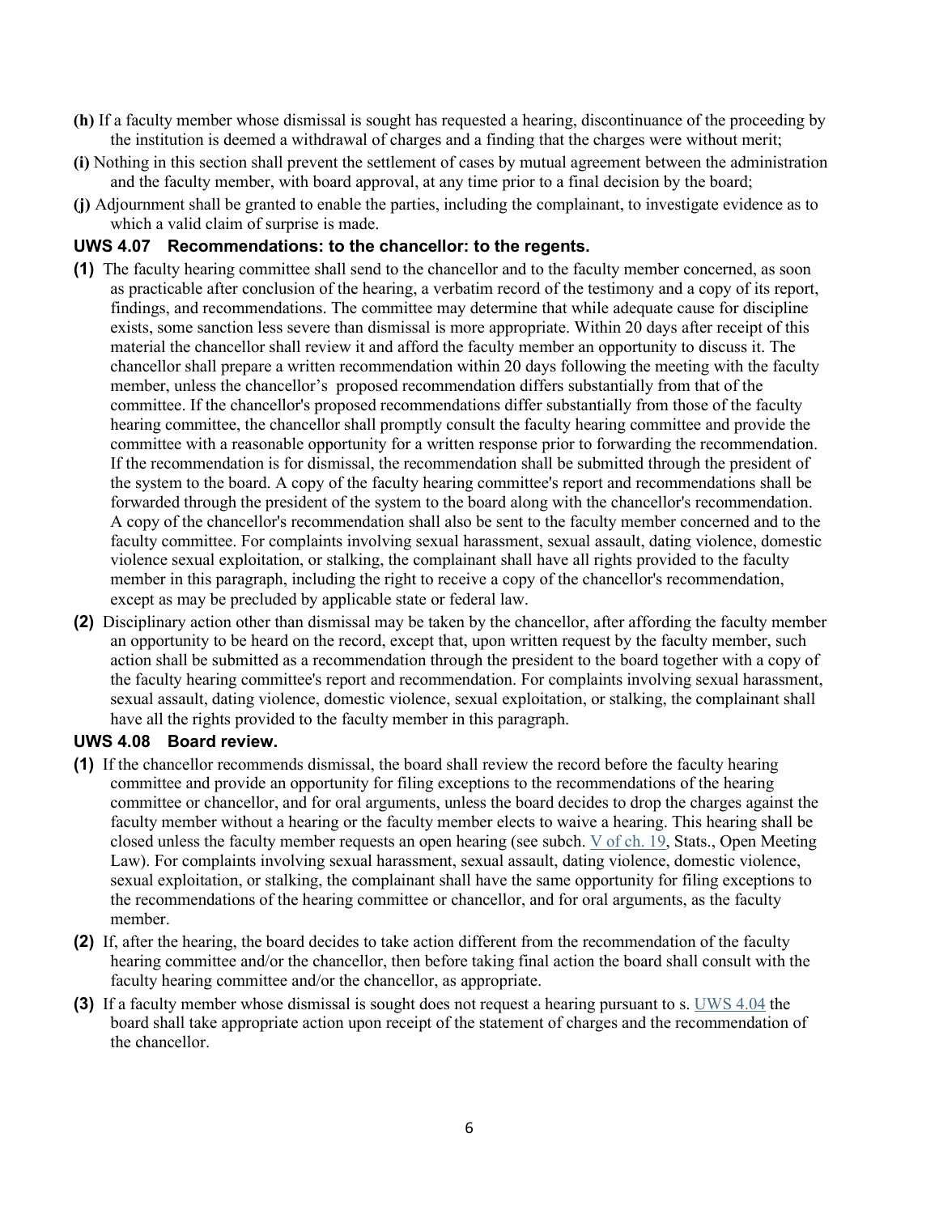**(h)** If a faculty member whose dismissal is sought has requested a hearing, discontinuance of the proceeding by the institution is deemed a withdrawal of charges and a finding that the charges were without merit;

**(i)** Nothing in this section shall prevent the settlement of cases by mutual agreement between the administration and the faculty member, with board approval, at any time prior to a final decision by the board;

**(j)** Adjournment shall be granted to enable the parties, including the complainant, to investigate evidence as to which a valid claim of surprise is made.

### UWS 4.07 Recommendations: to the chancellor: to the regents.

**(1)** The faculty hearing committee shall send to the chancellor and to the faculty member concerned, as soon as practicable after conclusion of the hearing, a verbatim record of the testimony and a copy of its report, findings, and recommendations. The committee may determine that while adequate cause for discipline exists, some sanction less severe than dismissal is more appropriate. Within 20 days after receipt of this material the chancellor shall review it and afford the faculty member an opportunity to discuss it. The chancellor shall prepare a written recommendation within 20 days following the meeting with the faculty member, unless the chancellor's proposed recommendation differs substantially from that of the committee. If the chancellor's proposed recommendations differ substantially from those of the faculty hearing committee, the chancellor shall promptly consult the faculty hearing committee and provide the committee with a reasonable opportunity for a written response prior to forwarding the recommendation. If the recommendation is for dismissal, the recommendation shall be submitted through the president of the system to the board. A copy of the faculty hearing committee's report and recommendations shall be forwarded through the president of the system to the board along with the chancellor's recommendation. A copy of the chancellor's recommendation shall also be sent to the faculty member concerned and to the faculty committee. For complaints involving sexual harassment, sexual assault, dating violence, domestic violence sexual exploitation, or stalking, the complainant shall have all rights provided to the faculty member in this paragraph, including the right to receive a copy of the chancellor's recommendation, except as may be precluded by applicable state or federal law.

**(2)** Disciplinary action other than dismissal may be taken by the chancellor, after affording the faculty member an opportunity to be heard on the record, except that, upon written request by the faculty member, such action shall be submitted as a recommendation through the president to the board together with a copy of the faculty hearing committee's report and recommendation. For complaints involving sexual harassment, sexual assault, dating violence, domestic violence, sexual exploitation, or stalking, the complainant shall have all the rights provided to the faculty member in this paragraph.

### UWS 4.08 Board review.

**(1)** If the chancellor recommends dismissal, the board shall review the record before the faculty hearing committee and provide an opportunity for filing exceptions to the recommendations of the hearing committee or chancellor, and for oral arguments, unless the board decides to drop the charges against the faculty member without a hearing or the faculty member elects to waive a hearing. This hearing shall be closed unless the faculty member requests an open hearing (see subch. V of ch. 19, Stats., Open Meeting Law). For complaints involving sexual harassment, sexual assault, dating violence, domestic violence, sexual exploitation, or stalking, the complainant shall have the same opportunity for filing exceptions to the recommendations of the hearing committee or chancellor, and for oral arguments, as the faculty member.

**(2)** If, after the hearing, the board decides to take action different from the recommendation of the faculty hearing committee and/or the chancellor, then before taking final action the board shall consult with the faculty hearing committee and/or the chancellor, as appropriate.

**(3)** If a faculty member whose dismissal is sought does not request a hearing pursuant to s. UWS 4.04 the board shall take appropriate action upon receipt of the statement of charges and the recommendation of the chancellor.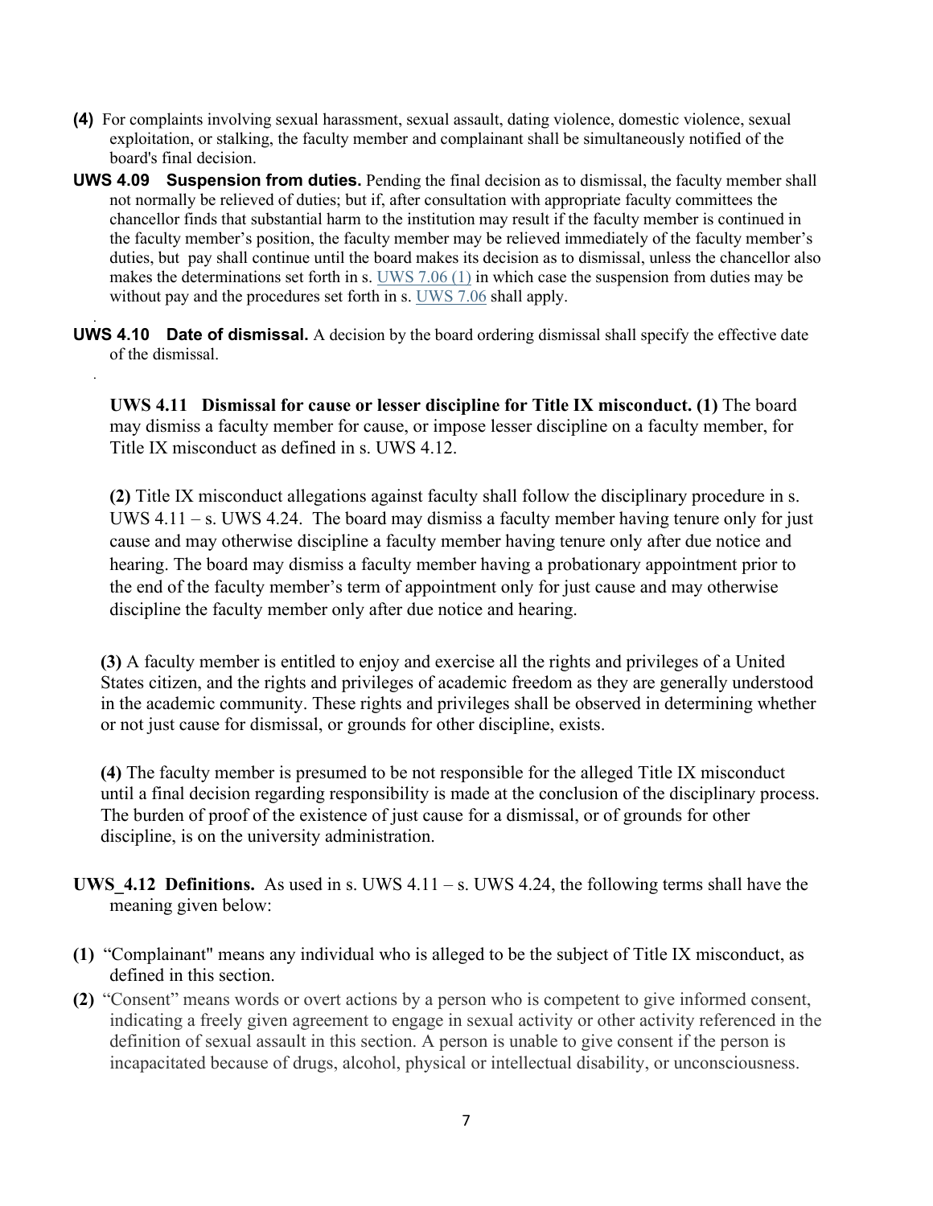**(4)** For complaints involving sexual harassment, sexual assault, dating violence, domestic violence, sexual exploitation, or stalking, the faculty member and complainant shall be simultaneously notified of the board's final decision.

**UWS 4.09 Suspension from duties.** Pending the final decision as to dismissal, the faculty member shall not normally be relieved of duties; but if, after consultation with appropriate faculty committees the chancellor finds that substantial harm to the institution may result if the faculty member is continued in the faculty member's position, the faculty member may be relieved immediately of the faculty member's duties, but pay shall continue until the board makes its decision as to dismissal, unless the chancellor also makes the determinations set forth in s. UWS 7.06 (1) in which case the suspension from duties may be without pay and the procedures set forth in s. UWS 7.06 shall apply.

**UWS 4.10 Date of dismissal.** A decision by the board ordering dismissal shall specify the effective date of the dismissal.

**UWS 4.11 Dismissal for cause or lesser discipline for Title IX misconduct. (1)** The board may dismiss a faculty member for cause, or impose lesser discipline on a faculty member, for Title IX misconduct as defined in s. UWS 4.12.

**(2)** Title IX misconduct allegations against faculty shall follow the disciplinary procedure in s. UWS 4.11 – s. UWS 4.24. The board may dismiss a faculty member having tenure only for just cause and may otherwise discipline a faculty member having tenure only after due notice and hearing. The board may dismiss a faculty member having a probationary appointment prior to the end of the faculty member's term of appointment only for just cause and may otherwise discipline the faculty member only after due notice and hearing.

**(3)** A faculty member is entitled to enjoy and exercise all the rights and privileges of a United States citizen, and the rights and privileges of academic freedom as they are generally understood in the academic community. These rights and privileges shall be observed in determining whether or not just cause for dismissal, or grounds for other discipline, exists.

**(4)** The faculty member is presumed to be not responsible for the alleged Title IX misconduct until a final decision regarding responsibility is made at the conclusion of the disciplinary process. The burden of proof of the existence of just cause for a dismissal, or of grounds for other discipline, is on the university administration.

**UWS_4.12 Definitions.** As used in s. UWS 4.11 – s. UWS 4.24, the following terms shall have the meaning given below:

**(1)** "Complainant" means any individual who is alleged to be the subject of Title IX misconduct, as defined in this section.

**(2)** "Consent" means words or overt actions by a person who is competent to give informed consent, indicating a freely given agreement to engage in sexual activity or other activity referenced in the definition of sexual assault in this section. A person is unable to give consent if the person is incapacitated because of drugs, alcohol, physical or intellectual disability, or unconsciousness.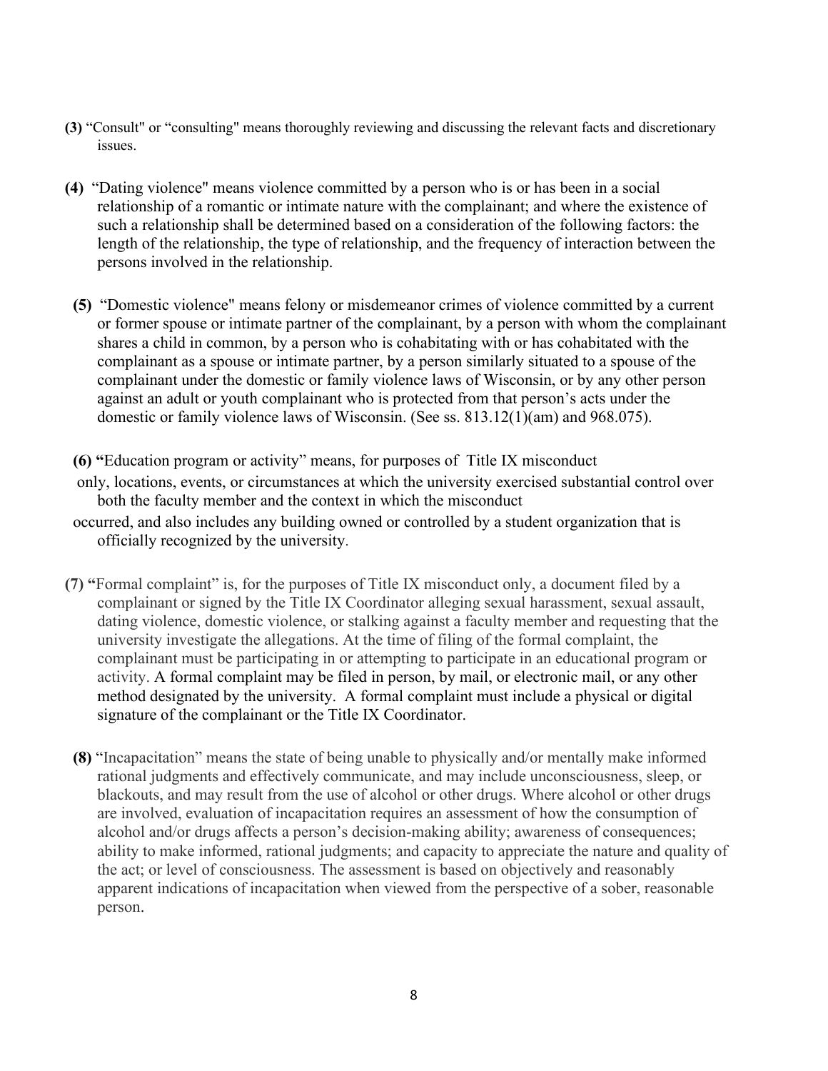**(3)** "Consult" or "consulting" means thoroughly reviewing and discussing the relevant facts and discretionary issues.

**(4)** "Dating violence" means violence committed by a person who is or has been in a social relationship of a romantic or intimate nature with the complainant; and where the existence of such a relationship shall be determined based on a consideration of the following factors: the length of the relationship, the type of relationship, and the frequency of interaction between the persons involved in the relationship.

**(5)** "Domestic violence" means felony or misdemeanor crimes of violence committed by a current or former spouse or intimate partner of the complainant, by a person with whom the complainant shares a child in common, by a person who is cohabitating with or has cohabitated with the complainant as a spouse or intimate partner, by a person similarly situated to a spouse of the complainant under the domestic or family violence laws of Wisconsin, or by any other person against an adult or youth complainant who is protected from that person's acts under the domestic or family violence laws of Wisconsin. (See ss. 813.12(1)(am) and 968.075).

**(6) "**Education program or activity" means, for purposes of Title IX misconduct only, locations, events, or circumstances at which the university exercised substantial control over both the faculty member and the context in which the misconduct occurred, and also includes any building owned or controlled by a student organization that is officially recognized by the university.

**(7) "**Formal complaint" is, for the purposes of Title IX misconduct only, a document filed by a complainant or signed by the Title IX Coordinator alleging sexual harassment, sexual assault, dating violence, domestic violence, or stalking against a faculty member and requesting that the university investigate the allegations. At the time of filing of the formal complaint, the complainant must be participating in or attempting to participate in an educational program or activity. A formal complaint may be filed in person, by mail, or electronic mail, or any other method designated by the university. A formal complaint must include a physical or digital signature of the complainant or the Title IX Coordinator.

**(8)** "Incapacitation" means the state of being unable to physically and/or mentally make informed rational judgments and effectively communicate, and may include unconsciousness, sleep, or blackouts, and may result from the use of alcohol or other drugs. Where alcohol or other drugs are involved, evaluation of incapacitation requires an assessment of how the consumption of alcohol and/or drugs affects a person's decision-making ability; awareness of consequences; ability to make informed, rational judgments; and capacity to appreciate the nature and quality of the act; or level of consciousness. The assessment is based on objectively and reasonably apparent indications of incapacitation when viewed from the perspective of a sober, reasonable person.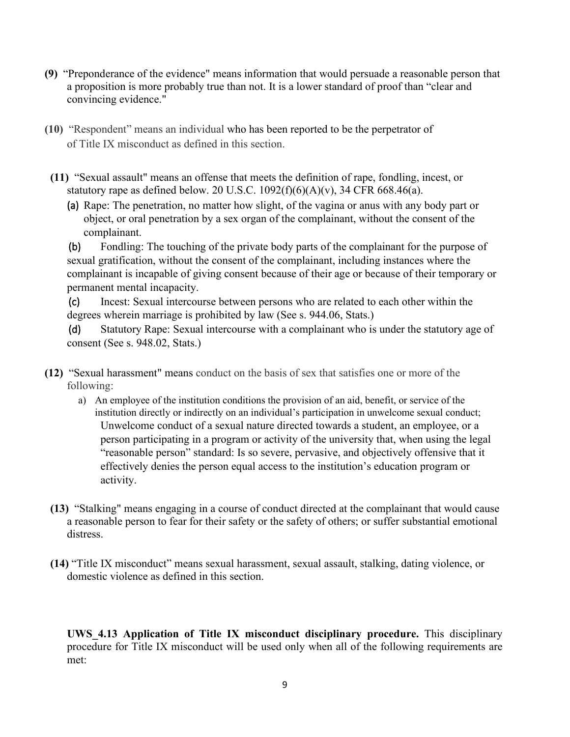**(9)** "Preponderance of the evidence" means information that would persuade a reasonable person that a proposition is more probably true than not. It is a lower standard of proof than "clear and convincing evidence."

**(10)** "Respondent" means an individual who has been reported to be the perpetrator of of Title IX misconduct as defined in this section.

**(11)** "Sexual assault" means an offense that meets the definition of rape, fondling, incest, or statutory rape as defined below. 20 U.S.C. 1092(f)(6)(A)(v), 34 CFR 668.46(a).

(a) Rape: The penetration, no matter how slight, of the vagina or anus with any body part or object, or oral penetration by a sex organ of the complainant, without the consent of the complainant.

(b) Fondling: The touching of the private body parts of the complainant for the purpose of sexual gratification, without the consent of the complainant, including instances where the complainant is incapable of giving consent because of their age or because of their temporary or permanent mental incapacity.

(c) Incest: Sexual intercourse between persons who are related to each other within the degrees wherein marriage is prohibited by law (See s. 944.06, Stats.)

(d) Statutory Rape: Sexual intercourse with a complainant who is under the statutory age of consent (See s. 948.02, Stats.)

**(12)** "Sexual harassment" means conduct on the basis of sex that satisfies one or more of the following:

a) An employee of the institution conditions the provision of an aid, benefit, or service of the institution directly or indirectly on an individual's participation in unwelcome sexual conduct; Unwelcome conduct of a sexual nature directed towards a student, an employee, or a person participating in a program or activity of the university that, when using the legal "reasonable person" standard: Is so severe, pervasive, and objectively offensive that it effectively denies the person equal access to the institution's education program or activity.

**(13)** "Stalking" means engaging in a course of conduct directed at the complainant that would cause a reasonable person to fear for their safety or the safety of others; or suffer substantial emotional distress.

**(14)** "Title IX misconduct" means sexual harassment, sexual assault, stalking, dating violence, or domestic violence as defined in this section.

**UWS_4.13 Application of Title IX misconduct disciplinary procedure.** This disciplinary procedure for Title IX misconduct will be used only when all of the following requirements are met: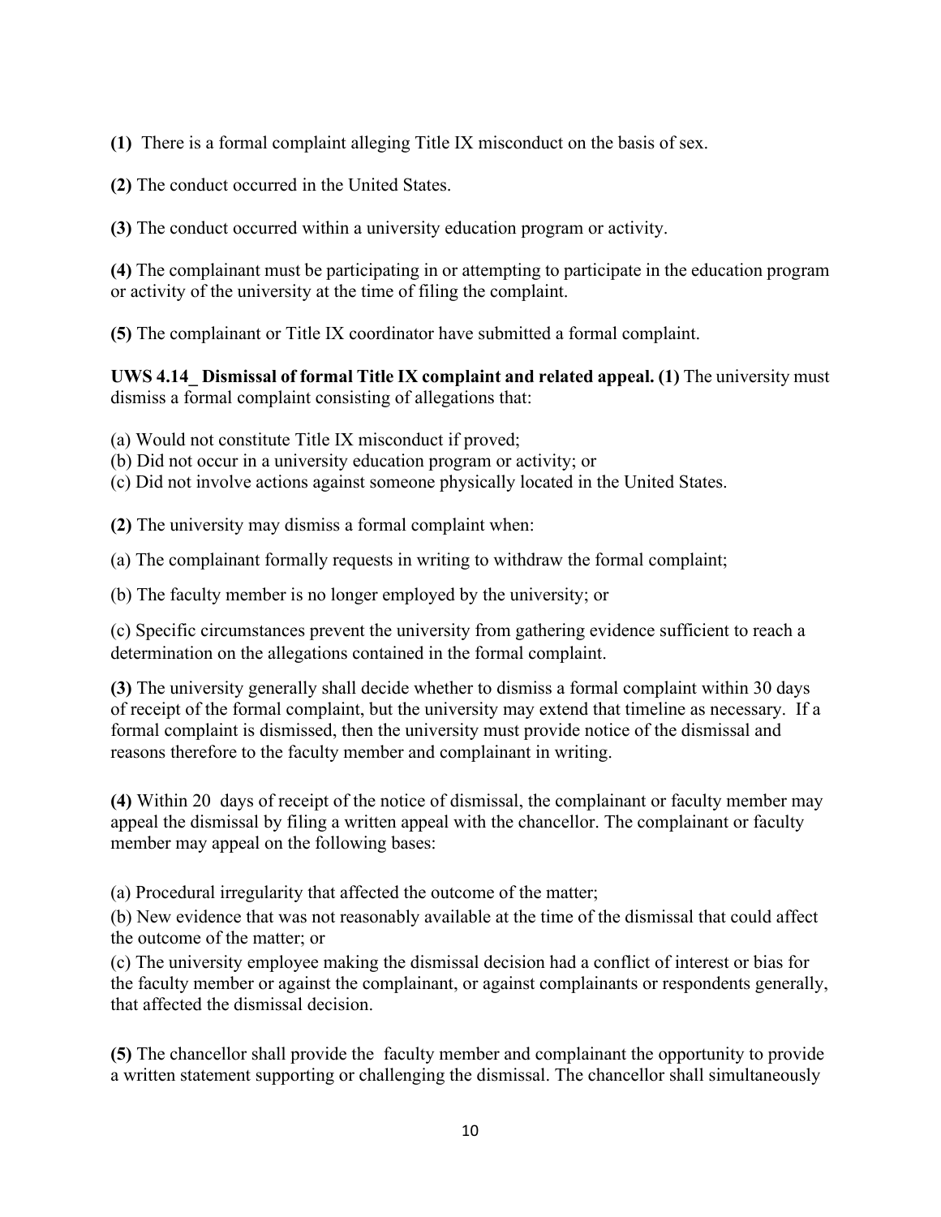**(1)** There is a formal complaint alleging Title IX misconduct on the basis of sex.

**(2)** The conduct occurred in the United States.

**(3)** The conduct occurred within a university education program or activity.

**(4)** The complainant must be participating in or attempting to participate in the education program or activity of the university at the time of filing the complaint.

**(5)** The complainant or Title IX coordinator have submitted a formal complaint.

**UWS 4.14_ Dismissal of formal Title IX complaint and related appeal. (1)** The university must dismiss a formal complaint consisting of allegations that:

(a) Would not constitute Title IX misconduct if proved;
(b) Did not occur in a university education program or activity; or
(c) Did not involve actions against someone physically located in the United States.

**(2)** The university may dismiss a formal complaint when:

(a) The complainant formally requests in writing to withdraw the formal complaint;

(b) The faculty member is no longer employed by the university; or

(c) Specific circumstances prevent the university from gathering evidence sufficient to reach a determination on the allegations contained in the formal complaint.

**(3)** The university generally shall decide whether to dismiss a formal complaint within 30 days of receipt of the formal complaint, but the university may extend that timeline as necessary. If a formal complaint is dismissed, then the university must provide notice of the dismissal and reasons therefore to the faculty member and complainant in writing.

**(4)** Within 20 days of receipt of the notice of dismissal, the complainant or faculty member may appeal the dismissal by filing a written appeal with the chancellor. The complainant or faculty member may appeal on the following bases:

(a) Procedural irregularity that affected the outcome of the matter;
(b) New evidence that was not reasonably available at the time of the dismissal that could affect the outcome of the matter; or
(c) The university employee making the dismissal decision had a conflict of interest or bias for the faculty member or against the complainant, or against complainants or respondents generally, that affected the dismissal decision.

**(5)** The chancellor shall provide the faculty member and complainant the opportunity to provide a written statement supporting or challenging the dismissal. The chancellor shall simultaneously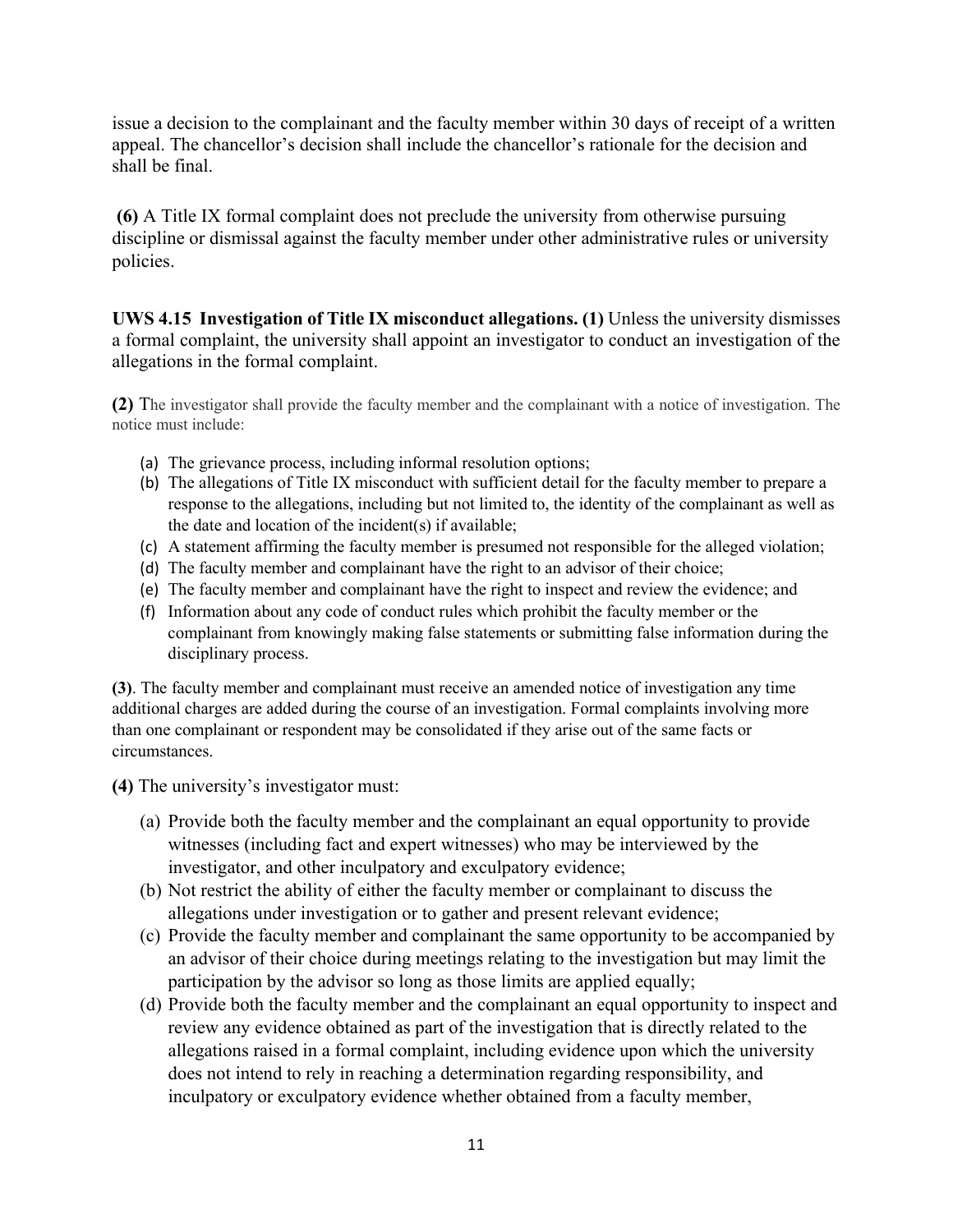issue a decision to the complainant and the faculty member within 30 days of receipt of a written appeal. The chancellor's decision shall include the chancellor's rationale for the decision and shall be final.

**(6)** A Title IX formal complaint does not preclude the university from otherwise pursuing discipline or dismissal against the faculty member under other administrative rules or university policies.

**UWS 4.15 Investigation of Title IX misconduct allegations. (1)** Unless the university dismisses a formal complaint, the university shall appoint an investigator to conduct an investigation of the allegations in the formal complaint.

**(2)** The investigator shall provide the faculty member and the complainant with a notice of investigation. The notice must include:

(a) The grievance process, including informal resolution options;
(b) The allegations of Title IX misconduct with sufficient detail for the faculty member to prepare a response to the allegations, including but not limited to, the identity of the complainant as well as the date and location of the incident(s) if available;
(c) A statement affirming the faculty member is presumed not responsible for the alleged violation;
(d) The faculty member and complainant have the right to an advisor of their choice;
(e) The faculty member and complainant have the right to inspect and review the evidence; and
(f) Information about any code of conduct rules which prohibit the faculty member or the complainant from knowingly making false statements or submitting false information during the disciplinary process.

**(3)**. The faculty member and complainant must receive an amended notice of investigation any time additional charges are added during the course of an investigation. Formal complaints involving more than one complainant or respondent may be consolidated if they arise out of the same facts or circumstances.

**(4)** The university's investigator must:

(a) Provide both the faculty member and the complainant an equal opportunity to provide witnesses (including fact and expert witnesses) who may be interviewed by the investigator, and other inculpatory and exculpatory evidence;
(b) Not restrict the ability of either the faculty member or complainant to discuss the allegations under investigation or to gather and present relevant evidence;
(c) Provide the faculty member and complainant the same opportunity to be accompanied by an advisor of their choice during meetings relating to the investigation but may limit the participation by the advisor so long as those limits are applied equally;
(d) Provide both the faculty member and the complainant an equal opportunity to inspect and review any evidence obtained as part of the investigation that is directly related to the allegations raised in a formal complaint, including evidence upon which the university does not intend to rely in reaching a determination regarding responsibility, and inculpatory or exculpatory evidence whether obtained from a faculty member,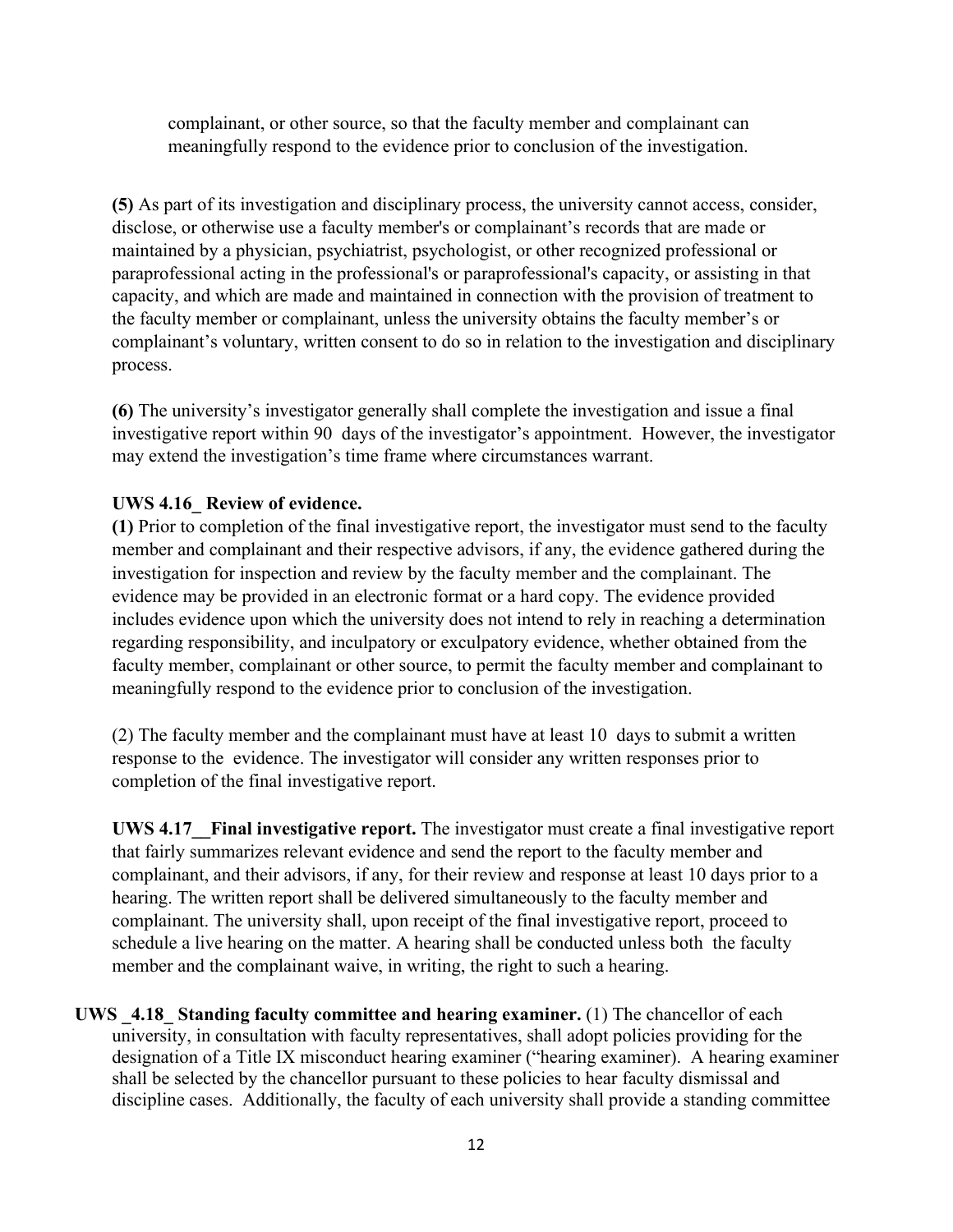complainant, or other source, so that the faculty member and complainant can meaningfully respond to the evidence prior to conclusion of the investigation.

**(5)** As part of its investigation and disciplinary process, the university cannot access, consider, disclose, or otherwise use a faculty member's or complainant's records that are made or maintained by a physician, psychiatrist, psychologist, or other recognized professional or paraprofessional acting in the professional's or paraprofessional's capacity, or assisting in that capacity, and which are made and maintained in connection with the provision of treatment to the faculty member or complainant, unless the university obtains the faculty member's or complainant's voluntary, written consent to do so in relation to the investigation and disciplinary process.

**(6)** The university's investigator generally shall complete the investigation and issue a final investigative report within 90 days of the investigator's appointment. However, the investigator may extend the investigation's time frame where circumstances warrant.

**UWS 4.16_ Review of evidence.**

**(1)** Prior to completion of the final investigative report, the investigator must send to the faculty member and complainant and their respective advisors, if any, the evidence gathered during the investigation for inspection and review by the faculty member and the complainant. The evidence may be provided in an electronic format or a hard copy. The evidence provided includes evidence upon which the university does not intend to rely in reaching a determination regarding responsibility, and inculpatory or exculpatory evidence, whether obtained from the faculty member, complainant or other source, to permit the faculty member and complainant to meaningfully respond to the evidence prior to conclusion of the investigation.

(2) The faculty member and the complainant must have at least 10 days to submit a written response to the evidence. The investigator will consider any written responses prior to completion of the final investigative report.

**UWS 4.17__Final investigative report.** The investigator must create a final investigative report that fairly summarizes relevant evidence and send the report to the faculty member and complainant, and their advisors, if any, for their review and response at least 10 days prior to a hearing. The written report shall be delivered simultaneously to the faculty member and complainant. The university shall, upon receipt of the final investigative report, proceed to schedule a live hearing on the matter. A hearing shall be conducted unless both the faculty member and the complainant waive, in writing, the right to such a hearing.

**UWS _4.18_ Standing faculty committee and hearing examiner.** (1) The chancellor of each university, in consultation with faculty representatives, shall adopt policies providing for the designation of a Title IX misconduct hearing examiner ("hearing examiner). A hearing examiner shall be selected by the chancellor pursuant to these policies to hear faculty dismissal and discipline cases. Additionally, the faculty of each university shall provide a standing committee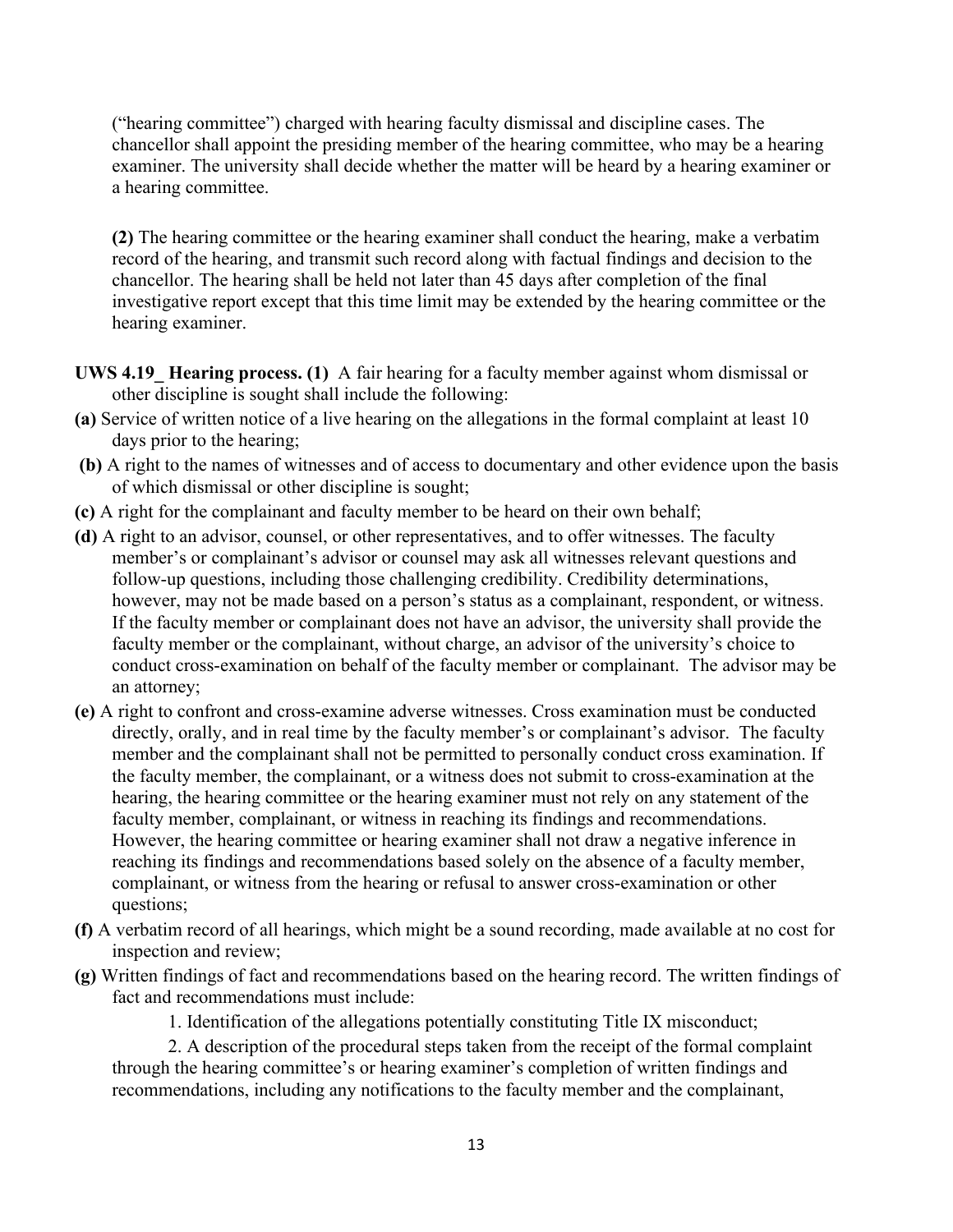("hearing committee") charged with hearing faculty dismissal and discipline cases. The chancellor shall appoint the presiding member of the hearing committee, who may be a hearing examiner. The university shall decide whether the matter will be heard by a hearing examiner or a hearing committee.

**(2)** The hearing committee or the hearing examiner shall conduct the hearing, make a verbatim record of the hearing, and transmit such record along with factual findings and decision to the chancellor. The hearing shall be held not later than 45 days after completion of the final investigative report except that this time limit may be extended by the hearing committee or the hearing examiner.

**UWS 4.19_ Hearing process. (1)** A fair hearing for a faculty member against whom dismissal or other discipline is sought shall include the following:

**(a)** Service of written notice of a live hearing on the allegations in the formal complaint at least 10 days prior to the hearing;

**(b)** A right to the names of witnesses and of access to documentary and other evidence upon the basis of which dismissal or other discipline is sought;

**(c)** A right for the complainant and faculty member to be heard on their own behalf;

**(d)** A right to an advisor, counsel, or other representatives, and to offer witnesses. The faculty member's or complainant's advisor or counsel may ask all witnesses relevant questions and follow-up questions, including those challenging credibility. Credibility determinations, however, may not be made based on a person's status as a complainant, respondent, or witness. If the faculty member or complainant does not have an advisor, the university shall provide the faculty member or the complainant, without charge, an advisor of the university's choice to conduct cross-examination on behalf of the faculty member or complainant. The advisor may be an attorney;

**(e)** A right to confront and cross-examine adverse witnesses. Cross examination must be conducted directly, orally, and in real time by the faculty member's or complainant's advisor. The faculty member and the complainant shall not be permitted to personally conduct cross examination. If the faculty member, the complainant, or a witness does not submit to cross-examination at the hearing, the hearing committee or the hearing examiner must not rely on any statement of the faculty member, complainant, or witness in reaching its findings and recommendations. However, the hearing committee or hearing examiner shall not draw a negative inference in reaching its findings and recommendations based solely on the absence of a faculty member, complainant, or witness from the hearing or refusal to answer cross-examination or other questions;

**(f)** A verbatim record of all hearings, which might be a sound recording, made available at no cost for inspection and review;

**(g)** Written findings of fact and recommendations based on the hearing record. The written findings of fact and recommendations must include:

1. Identification of the allegations potentially constituting Title IX misconduct;

2. A description of the procedural steps taken from the receipt of the formal complaint through the hearing committee's or hearing examiner's completion of written findings and recommendations, including any notifications to the faculty member and the complainant,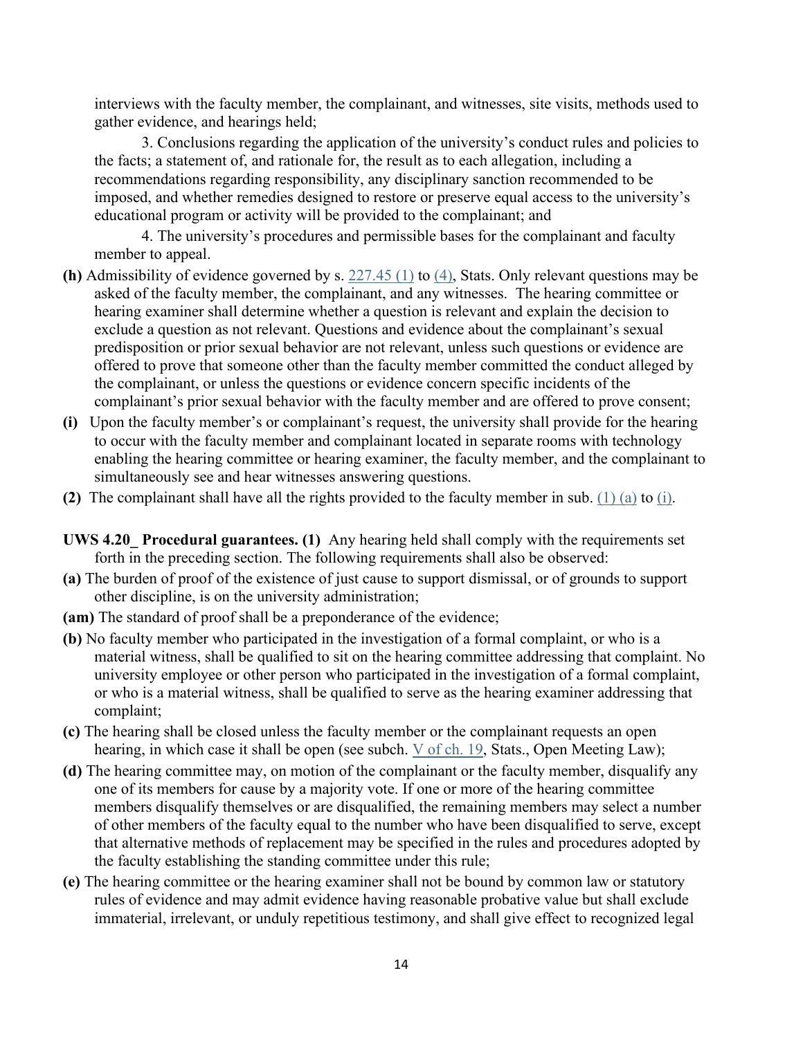interviews with the faculty member, the complainant, and witnesses, site visits, methods used to gather evidence, and hearings held;

3. Conclusions regarding the application of the university's conduct rules and policies to the facts; a statement of, and rationale for, the result as to each allegation, including a recommendations regarding responsibility, any disciplinary sanction recommended to be imposed, and whether remedies designed to restore or preserve equal access to the university's educational program or activity will be provided to the complainant; and

4. The university's procedures and permissible bases for the complainant and faculty member to appeal.

**(h)** Admissibility of evidence governed by s. 227.45 (1) to (4), Stats. Only relevant questions may be asked of the faculty member, the complainant, and any witnesses. The hearing committee or hearing examiner shall determine whether a question is relevant and explain the decision to exclude a question as not relevant. Questions and evidence about the complainant's sexual predisposition or prior sexual behavior are not relevant, unless such questions or evidence are offered to prove that someone other than the faculty member committed the conduct alleged by the complainant, or unless the questions or evidence concern specific incidents of the complainant's prior sexual behavior with the faculty member and are offered to prove consent;

**(i)** Upon the faculty member's or complainant's request, the university shall provide for the hearing to occur with the faculty member and complainant located in separate rooms with technology enabling the hearing committee or hearing examiner, the faculty member, and the complainant to simultaneously see and hear witnesses answering questions.

**(2)** The complainant shall have all the rights provided to the faculty member in sub. (1) (a) to (i).

**UWS 4.20_ Procedural guarantees. (1)** Any hearing held shall comply with the requirements set forth in the preceding section. The following requirements shall also be observed:

**(a)** The burden of proof of the existence of just cause to support dismissal, or of grounds to support other discipline, is on the university administration;

**(am)** The standard of proof shall be a preponderance of the evidence;

**(b)** No faculty member who participated in the investigation of a formal complaint, or who is a material witness, shall be qualified to sit on the hearing committee addressing that complaint. No university employee or other person who participated in the investigation of a formal complaint, or who is a material witness, shall be qualified to serve as the hearing examiner addressing that complaint;

**(c)** The hearing shall be closed unless the faculty member or the complainant requests an open hearing, in which case it shall be open (see subch. V of ch. 19, Stats., Open Meeting Law);

**(d)** The hearing committee may, on motion of the complainant or the faculty member, disqualify any one of its members for cause by a majority vote. If one or more of the hearing committee members disqualify themselves or are disqualified, the remaining members may select a number of other members of the faculty equal to the number who have been disqualified to serve, except that alternative methods of replacement may be specified in the rules and procedures adopted by the faculty establishing the standing committee under this rule;

**(e)** The hearing committee or the hearing examiner shall not be bound by common law or statutory rules of evidence and may admit evidence having reasonable probative value but shall exclude immaterial, irrelevant, or unduly repetitious testimony, and shall give effect to recognized legal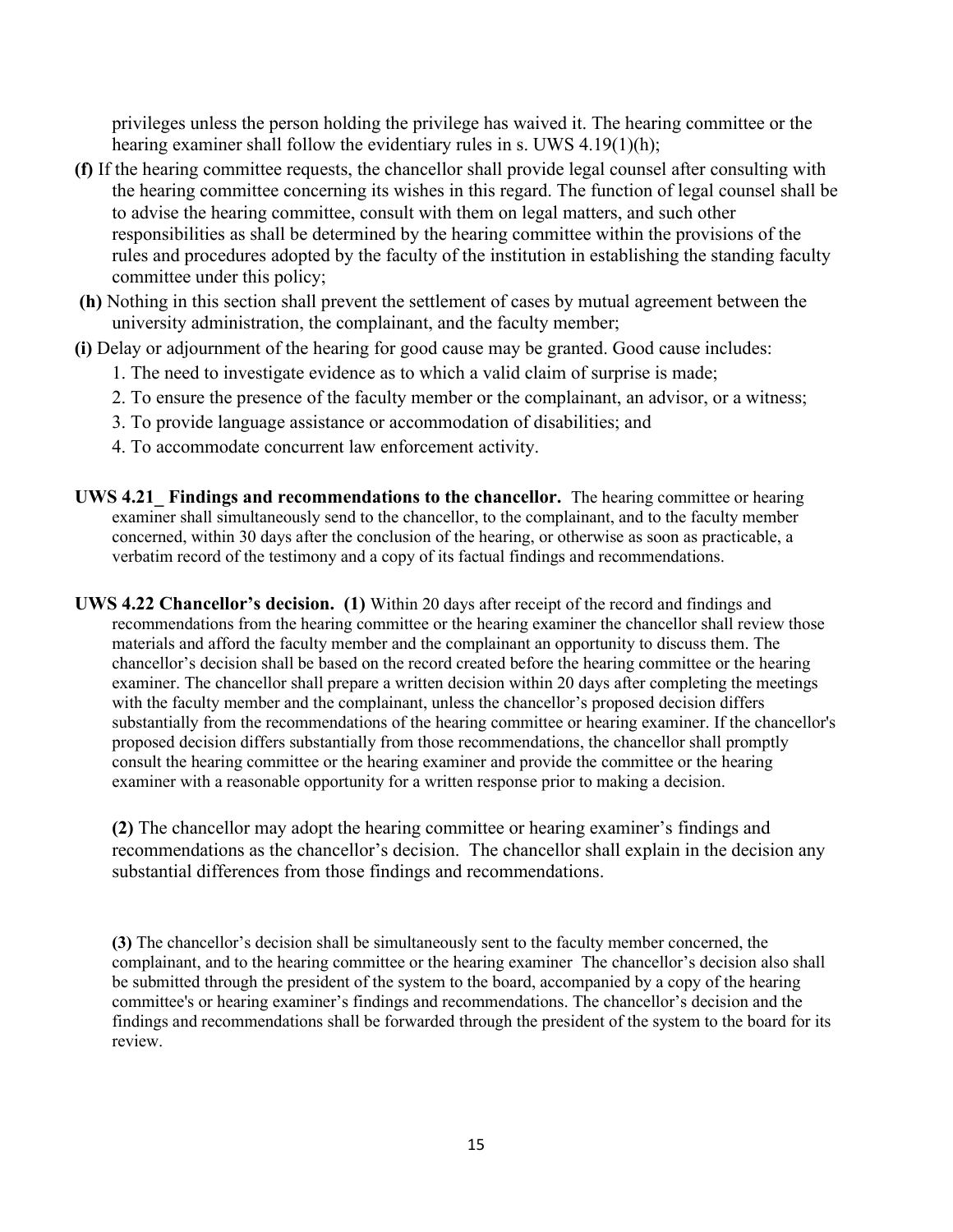privileges unless the person holding the privilege has waived it. The hearing committee or the hearing examiner shall follow the evidentiary rules in s. UWS 4.19(1)(h);

**(f)** If the hearing committee requests, the chancellor shall provide legal counsel after consulting with the hearing committee concerning its wishes in this regard. The function of legal counsel shall be to advise the hearing committee, consult with them on legal matters, and such other responsibilities as shall be determined by the hearing committee within the provisions of the rules and procedures adopted by the faculty of the institution in establishing the standing faculty committee under this policy;

**(h)** Nothing in this section shall prevent the settlement of cases by mutual agreement between the university administration, the complainant, and the faculty member;

**(i)** Delay or adjournment of the hearing for good cause may be granted. Good cause includes:

1. The need to investigate evidence as to which a valid claim of surprise is made;
2. To ensure the presence of the faculty member or the complainant, an advisor, or a witness;
3. To provide language assistance or accommodation of disabilities; and
4. To accommodate concurrent law enforcement activity.

**UWS 4.21_ Findings and recommendations to the chancellor.** The hearing committee or hearing examiner shall simultaneously send to the chancellor, to the complainant, and to the faculty member concerned, within 30 days after the conclusion of the hearing, or otherwise as soon as practicable, a verbatim record of the testimony and a copy of its factual findings and recommendations.

**UWS 4.22 Chancellor's decision. (1)** Within 20 days after receipt of the record and findings and recommendations from the hearing committee or the hearing examiner the chancellor shall review those materials and afford the faculty member and the complainant an opportunity to discuss them. The chancellor's decision shall be based on the record created before the hearing committee or the hearing examiner. The chancellor shall prepare a written decision within 20 days after completing the meetings with the faculty member and the complainant, unless the chancellor's proposed decision differs substantially from the recommendations of the hearing committee or hearing examiner. If the chancellor's proposed decision differs substantially from those recommendations, the chancellor shall promptly consult the hearing committee or the hearing examiner and provide the committee or the hearing examiner with a reasonable opportunity for a written response prior to making a decision.

**(2)** The chancellor may adopt the hearing committee or hearing examiner's findings and recommendations as the chancellor's decision. The chancellor shall explain in the decision any substantial differences from those findings and recommendations.

**(3)** The chancellor's decision shall be simultaneously sent to the faculty member concerned, the complainant, and to the hearing committee or the hearing examiner The chancellor's decision also shall be submitted through the president of the system to the board, accompanied by a copy of the hearing committee's or hearing examiner's findings and recommendations. The chancellor's decision and the findings and recommendations shall be forwarded through the president of the system to the board for its review.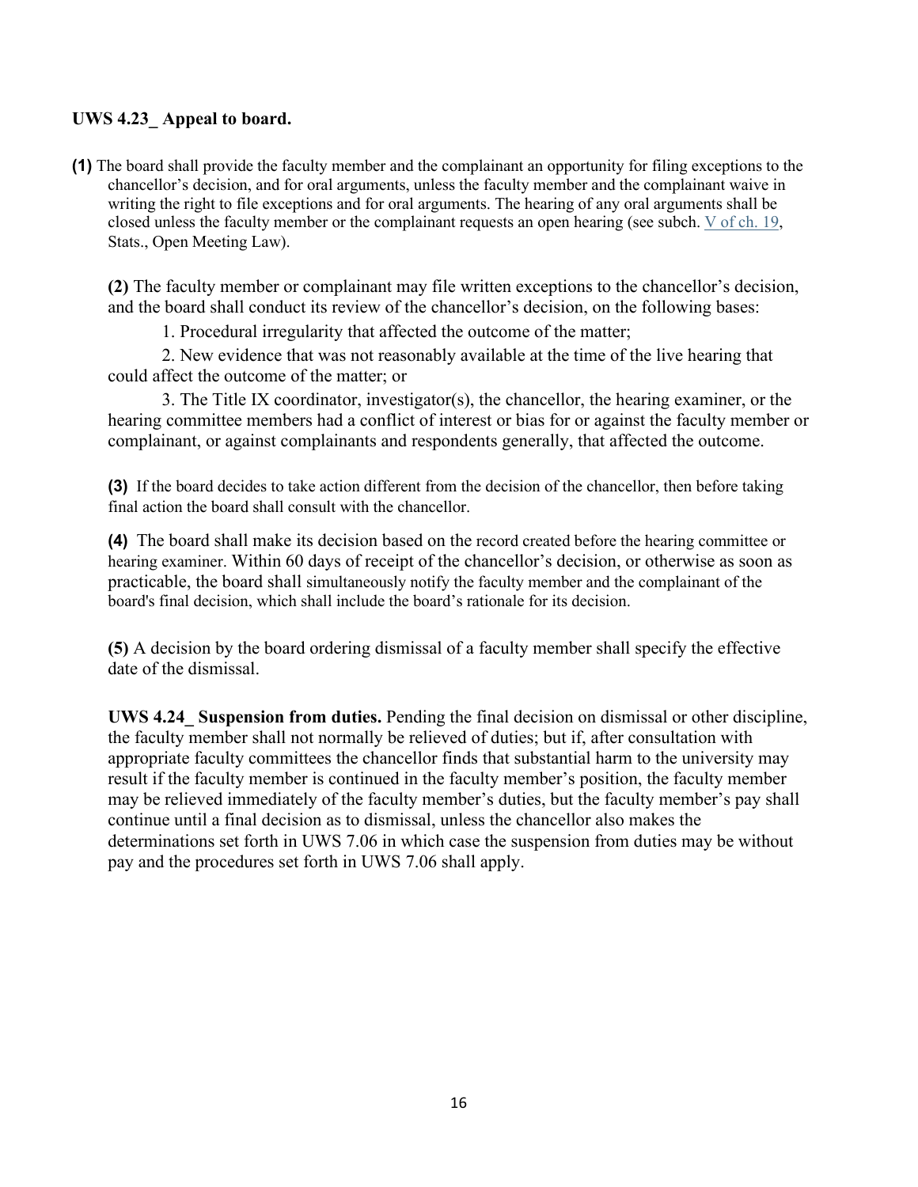**UWS 4.23_ Appeal to board.**

**(1)** The board shall provide the faculty member and the complainant an opportunity for filing exceptions to the chancellor's decision, and for oral arguments, unless the faculty member and the complainant waive in writing the right to file exceptions and for oral arguments. The hearing of any oral arguments shall be closed unless the faculty member or the complainant requests an open hearing (see subch. V of ch. 19, Stats., Open Meeting Law).

**(2)** The faculty member or complainant may file written exceptions to the chancellor's decision, and the board shall conduct its review of the chancellor's decision, on the following bases:

1. Procedural irregularity that affected the outcome of the matter;
2. New evidence that was not reasonably available at the time of the live hearing that could affect the outcome of the matter; or
3. The Title IX coordinator, investigator(s), the chancellor, the hearing examiner, or the hearing committee members had a conflict of interest or bias for or against the faculty member or complainant, or against complainants and respondents generally, that affected the outcome.

**(3)** If the board decides to take action different from the decision of the chancellor, then before taking final action the board shall consult with the chancellor.

**(4)** The board shall make its decision based on the record created before the hearing committee or hearing examiner. Within 60 days of receipt of the chancellor's decision, or otherwise as soon as practicable, the board shall simultaneously notify the faculty member and the complainant of the board's final decision, which shall include the board's rationale for its decision.

**(5)** A decision by the board ordering dismissal of a faculty member shall specify the effective date of the dismissal.

**UWS 4.24_ Suspension from duties.** Pending the final decision on dismissal or other discipline, the faculty member shall not normally be relieved of duties; but if, after consultation with appropriate faculty committees the chancellor finds that substantial harm to the university may result if the faculty member is continued in the faculty member's position, the faculty member may be relieved immediately of the faculty member's duties, but the faculty member's pay shall continue until a final decision as to dismissal, unless the chancellor also makes the determinations set forth in UWS 7.06 in which case the suspension from duties may be without pay and the procedures set forth in UWS 7.06 shall apply.